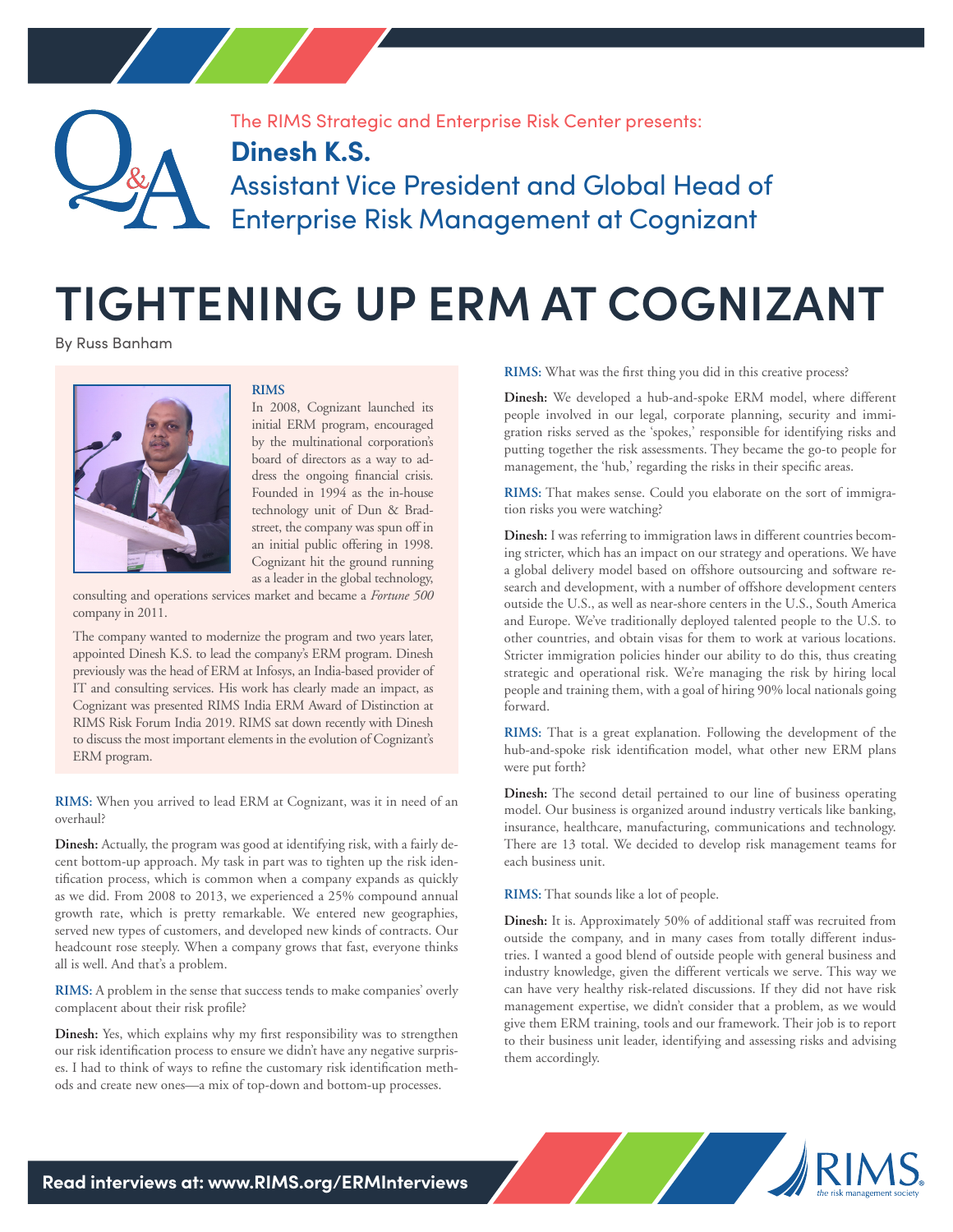The RIMS Strategic and Enterprise Risk Center presents:

**Dinesh K.S.**

Assistant Vice President and Global Head of Enterprise Risk Management at Cognizant

# TIGHTENING UP ERM AT COGNIZANT

By Russ Banham

**RIMS**

In 2008, Cognizant launched its initial ERM program, encouraged by the multinational corporation's board of directors as a way to address the ongoing financial crisis. Founded in 1994 as the in-house technology unit of Dun & Bradstreet, the company was spun off in an initial public offering in 1998. Cognizant hit the ground running as a leader in the global technology, consulting and operations services market and became a *Fortune 500* company in 2011.

The company wanted to modernize the program and two years later, appointed Dinesh K.S. to lead the company's ERM program. Dinesh previously was the head of ERM at Infosys, an India-based provider of IT and consulting services. His work has clearly made an impact, as Cognizant was presented RIMS India ERM Award of Distinction at RIMS Risk Forum India 2019. RIMS sat down recently with Dinesh to discuss the most important elements in the evolution of Cognizant's ERM program.

**RIMS:** When you arrived to lead ERM at Cognizant, was it in need of an overhaul?

**Dinesh:** Actually, the program was good at identifying risk, with a fairly decent bottom-up approach. My task in part was to tighten up the risk identification process, which is common when a company expands as quickly as we did. From 2008 to 2013, we experienced a 25% compound annual growth rate, which is pretty remarkable. We entered new geographies, served new types of customers, and developed new kinds of contracts. Our headcount rose steeply. When a company grows that fast, everyone thinks all is well. And that's a problem.

**RIMS:** A problem in the sense that success tends to make companies' overly complacent about their risk profile?

**Dinesh:** Yes, which explains why my first responsibility was to strengthen our risk identification process to ensure we didn't have any negative surprises. I had to think of ways to refine the customary risk identification methods and create new ones—a mix of top-down and bottom-up processes.

**RIMS:** What was the first thing you did in this creative process?

**Dinesh:** We developed a hub-and-spoke ERM model, where different people involved in our legal, corporate planning, security and immigration risks served as the 'spokes,' responsible for identifying risks and putting together the risk assessments. They became the go-to people for management, the 'hub,' regarding the risks in their specific areas.

**RIMS:** That makes sense. Could you elaborate on the sort of immigration risks you were watching?

**Dinesh:** I was referring to immigration laws in different countries becoming stricter, which has an impact on our strategy and operations. We have a global delivery model based on offshore outsourcing and software research and development, with a number of offshore development centers outside the U.S., as well as near-shore centers in the U.S., South America and Europe. We've traditionally deployed talented people to the U.S. to other countries, and obtain visas for them to work at various locations. Stricter immigration policies hinder our ability to do this, thus creating strategic and operational risk. We're managing the risk by hiring local people and training them, with a goal of hiring 90% local nationals going forward.

**RIMS:** That is a great explanation. Following the development of the hub-and-spoke risk identification model, what other new ERM plans were put forth?

**Dinesh:** The second detail pertained to our line of business operating model. Our business is organized around industry verticals like banking, insurance, healthcare, manufacturing, communications and technology. There are 13 total. We decided to develop risk management teams for each business unit.

**RIMS:** That sounds like a lot of people.

**Dinesh:** It is. Approximately 50% of additional staff was recruited from outside the company, and in many cases from totally different industries. I wanted a good blend of outside people with general business and industry knowledge, given the different verticals we serve. This way we can have very healthy risk-related discussions. If they did not have risk management expertise, we didn't consider that a problem, as we would give them ERM training, tools and our framework. Their job is to report to their business unit leader, identifying and assessing risks and advising them accordingly.

**Read interviews at: www.RIMS.org/ERMInterviews**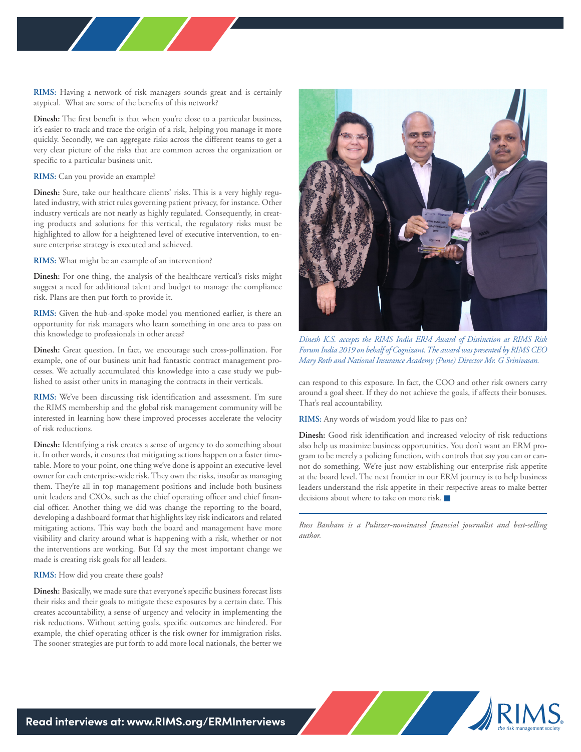**RIMS:** Having a network of risk managers sounds great and is certainly atypical. What are some of the benefits of this network?

**Dinesh:** The first benefit is that when you're close to a particular business, it's easier to track and trace the origin of a risk, helping you manage it more quickly. Secondly, we can aggregate risks across the different teams to get a very clear picture of the risks that are common across the organization or specific to a particular business unit.

**RIMS:** Can you provide an example?

**Dinesh:** Sure, take our healthcare clients' risks. This is a very highly regulated industry, with strict rules governing patient privacy, for instance. Other industry verticals are not nearly as highly regulated. Consequently, in creating products and solutions for this vertical, the regulatory risks must be highlighted to allow for a heightened level of executive intervention, to ensure enterprise strategy is executed and achieved.

**RIMS:** What might be an example of an intervention?

**Dinesh:** For one thing, the analysis of the healthcare vertical's risks might suggest a need for additional talent and budget to manage the compliance risk. Plans are then put forth to provide it.

**RIMS:** Given the hub-and-spoke model you mentioned earlier, is there an opportunity for risk managers who learn something in one area to pass on this knowledge to professionals in other areas?

**Dinesh:** Great question. In fact, we encourage such cross-pollination. For example, one of our business unit had fantastic contract management processes. We actually accumulated this knowledge into a case study we published to assist other units in managing the contracts in their verticals.

**RIMS:** We've been discussing risk identification and assessment. I'm sure the RIMS membership and the global risk management community will be interested in learning how these improved processes accelerate the velocity of risk reductions.

**Dinesh:** Identifying a risk creates a sense of urgency to do something about it. In other words, it ensures that mitigating actions happen on a faster timetable. More to your point, one thing we've done is appoint an executive-level owner for each enterprise-wide risk. They own the risks, insofar as managing them. They're all in top management positions and include both business unit leaders and CXOs, such as the chief operating officer and chief financial officer. Another thing we did was change the reporting to the board, developing a dashboard format that highlights key risk indicators and related mitigating actions. This way both the board and management have more visibility and clarity around what is happening with a risk, whether or not the interventions are working. But I'd say the most important change we made is creating risk goals for all leaders.

**RIMS:** How did you create these goals?

**Dinesh:** Basically, we made sure that everyone's specific business forecast lists their risks and their goals to mitigate these exposures by a certain date. This creates accountability, a sense of urgency and velocity in implementing the risk reductions. Without setting goals, specific outcomes are hindered. For example, the chief operating officer is the risk owner for immigration risks. The sooner strategies are put forth to add more local nationals, the better we can respond to this exposure. In fact, the COO and other risk owners carry around a goal sheet. If they do not achieve the goals, if affects their bonuses. That's real accountability.

*Dinesh K.S. accepts the RIMS India ERM Award of Distinction at RIMS Risk Forum India 2019 on behalf of Cognizant. The award was presented by RIMS CEO Mary Roth and National Insurance Academy (Pune) Director Mr. G Srinivasan.*

**RIMS:** Any words of wisdom you'd like to pass on?

**Dinesh:** Good risk identification and increased velocity of risk reductions also help us maximize business opportunities. You don't want an ERM program to be merely a policing function, with controls that say you can or cannot do something. We're just now establishing our enterprise risk appetite at the board level. The next frontier in our ERM journey is to help business leaders understand the risk appetite in their respective areas to make better decisions about where to take on more risk. ■

---

*Russ Banham is a Pulitzer-nominated financial journalist and best-selling author.*

**Read interviews at: www.RIMS.org/ERMInterviews**